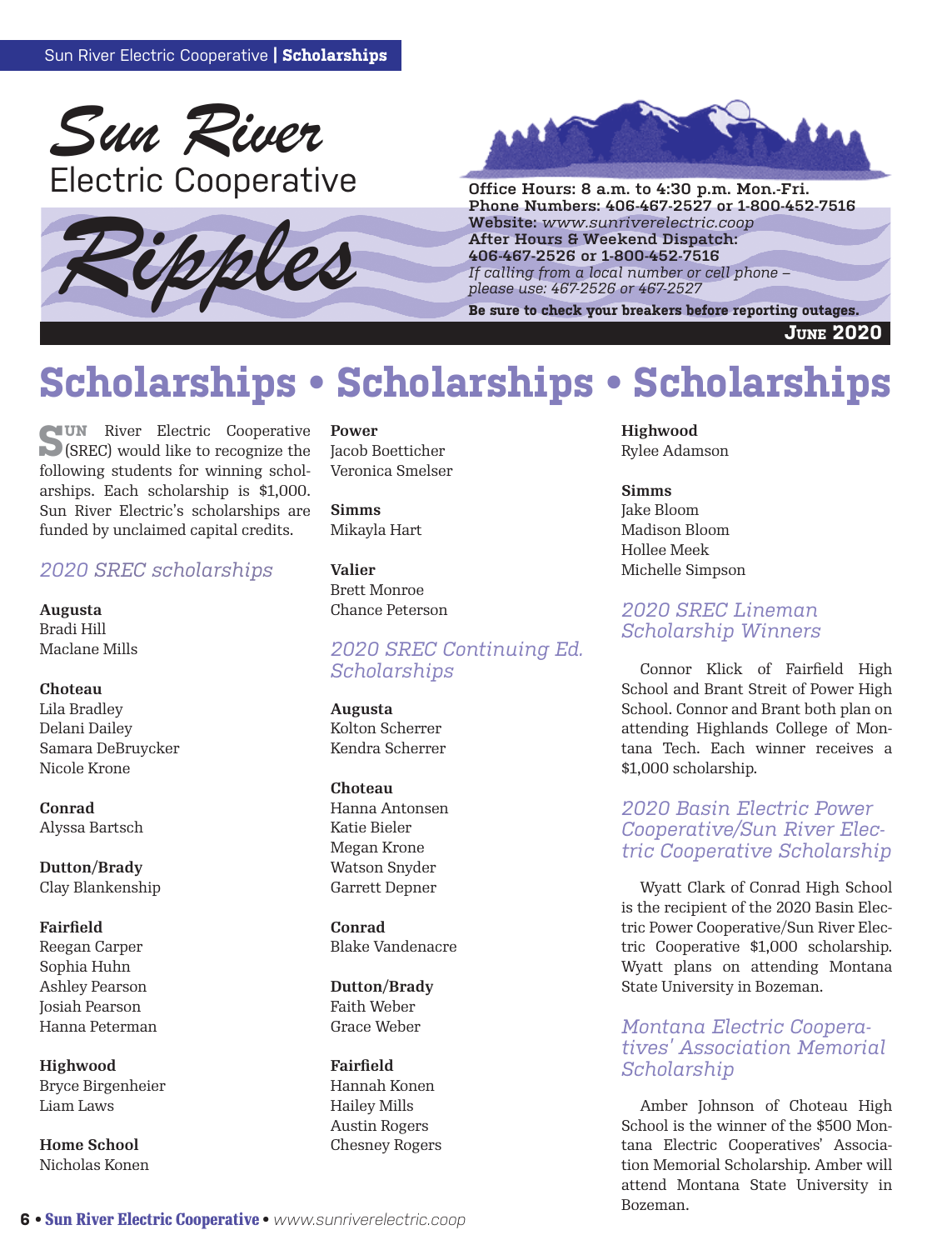# Sun River Electric Cooperative

# Ripples

**Office Hours: 8 a.m. to 4:30 p.m. Mon.-Fri.**
**Phone Numbers: 406-467-2527 or 1-800-452-7516**
**Website:** *www.sunriverelectric.coop*
**After Hours & Weekend Dispatch:**
**406-467-2526 or 1-800-452-7516**
*If calling from a local number or cell phone – please use: 467-2526 or 467-2527*
**Be sure to check your breakers before reporting outages.**

**June 2020**

# Scholarships • Scholarships • Scholarships

Sun River Electric Cooperative (SREC) would like to recognize the following students for winning scholarships. Each scholarship is $1,000. Sun River Electric's scholarships are funded by unclaimed capital credits.

## *2020 SREC scholarships*

**Augusta**
Bradi Hill
Maclane Mills

**Choteau**
Lila Bradley
Delani Dailey
Samara DeBruycker
Nicole Krone

**Conrad**
Alyssa Bartsch

**Dutton/Brady**
Clay Blankenship

**Fairfield**
Reegan Carper
Sophia Huhn
Ashley Pearson
Josiah Pearson
Hanna Peterman

**Highwood**
Bryce Birgenheier
Liam Laws

**Home School**
Nicholas Konen

**Power**
Jacob Boetticher
Veronica Smelser

**Simms**
Mikayla Hart

**Valier**
Brett Monroe
Chance Peterson

## *2020 SREC Continuing Ed. Scholarships*

**Augusta**
Kolton Scherrer
Kendra Scherrer

**Choteau**
Hanna Antonsen
Katie Bieler
Megan Krone
Watson Snyder
Garrett Depner

**Conrad**
Blake Vandenacre

**Dutton/Brady**
Faith Weber
Grace Weber

**Fairfield**
Hannah Konen
Hailey Mills
Austin Rogers
Chesney Rogers

**Highwood**
Rylee Adamson

**Simms**
Jake Bloom
Madison Bloom
Hollee Meek
Michelle Simpson

## *2020 SREC Lineman Scholarship Winners*

Connor Klick of Fairfield High School and Brant Streit of Power High School. Connor and Brant both plan on attending Highlands College of Montana Tech. Each winner receives a $1,000 scholarship.

## *2020 Basin Electric Power Cooperative/Sun River Electric Cooperative Scholarship*

Wyatt Clark of Conrad High School is the recipient of the 2020 Basin Electric Power Cooperative/Sun River Electric Cooperative $1,000 scholarship. Wyatt plans on attending Montana State University in Bozeman.

## *Montana Electric Cooperatives' Association Memorial Scholarship*

Amber Johnson of Choteau High School is the winner of the $500 Montana Electric Cooperatives' Association Memorial Scholarship. Amber will attend Montana State University in Bozeman.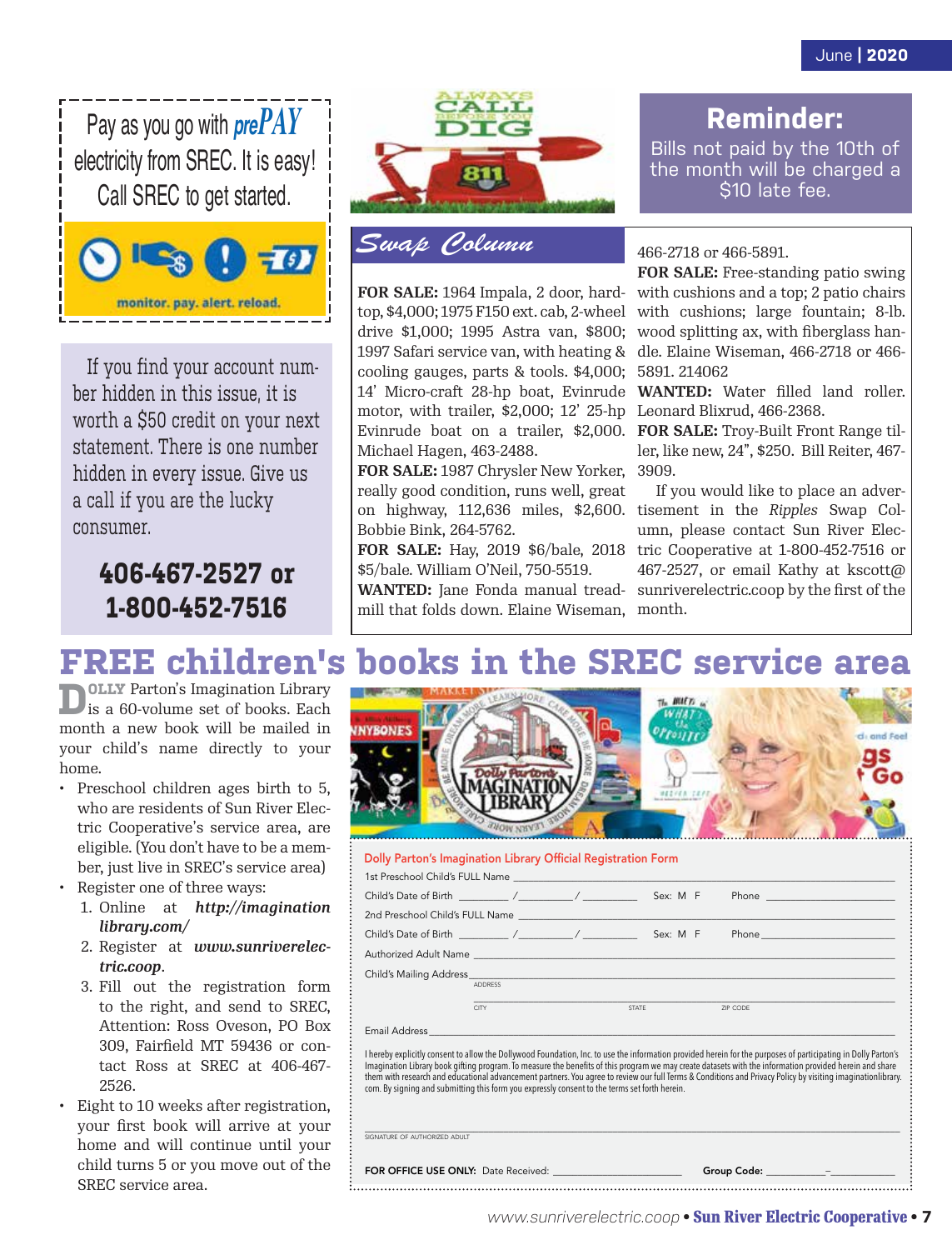Pay as you go with *prePAY* electricity from SREC. It is easy! Call SREC to get started.

monitor. pay. alert. reload.

If you find your account number hidden in this issue, it is worth a $50 credit on your next statement. There is one number hidden in every issue. Give us a call if you are the lucky consumer.

**406-467-2527 or 1-800-452-7516**

ALWAYS CALL BEFORE YOU DIG 811

## Reminder:

Bills not paid by the 10th of the month will be charged a $10 late fee.

## Swap Column

**FOR SALE:** 1964 Impala, 2 door, hardtop, $4,000; 1975 F150 ext. cab, 2-wheel drive $1,000; 1995 Astra van, $800; 1997 Safari service van, with heating & cooling gauges, parts & tools. $4,000; 14' Micro-craft 28-hp boat, Evinrude motor, with trailer, $2,000; 12' 25-hp Evinrude boat on a trailer, $2,000. Michael Hagen, 463-2488.

**FOR SALE:** 1987 Chrysler New Yorker, really good condition, runs well, great on highway, 112,636 miles, $2,600. Bobbie Bink, 264-5762.

**FOR SALE:** Hay, 2019 $6/bale, 2018 $5/bale. William O'Neil, 750-5519.

**WANTED:** Jane Fonda manual treadmill that folds down. Elaine Wiseman, 466-2718 or 466-5891.

**FOR SALE:** Free-standing patio swing with cushions and a top; 2 patio chairs with cushions; large fountain; 8-lb. wood splitting ax, with fiberglass handle. Elaine Wiseman, 466-2718 or 466-5891. 214062

**WANTED:** Water filled land roller. Leonard Blixrud, 466-2368.

**FOR SALE:** Troy-Built Front Range tiller, like new, 24", $250. Bill Reiter, 467-3909.

If you would like to place an advertisement in the *Ripples* Swap Column, please contact Sun River Electric Cooperative at 1-800-452-7516 or 467-2527, or email Kathy at kscott@sunriverelectric.coop by the first of the month.

# FREE children's books in the SREC service area

DOLLY Parton's Imagination Library is a 60-volume set of books. Each month a new book will be mailed in your child's name directly to your home.

- Preschool children ages birth to 5, who are residents of Sun River Electric Cooperative's service area, are eligible. (You don't have to be a member, just live in SREC's service area)
- Register one of three ways:
  1. Online at ***http://imaginationlibrary.com/***
  2. Register at ***www.sunriverelectric.coop***.
  3. Fill out the registration form to the right, and send to SREC, Attention: Ross Oveson, PO Box 309, Fairfield MT 59436 or contact Ross at SREC at 406-467-2526.
- Eight to 10 weeks after registration, your first book will arrive at your home and will continue until your child turns 5 or you move out of the SREC service area.

### Dolly Parton's Imagination Library Official Registration Form

1st Preschool Child's FULL Name ______________________

Child's Date of Birth ______ / ______ / ______ Sex: M F Phone ______________

2nd Preschool Child's FULL Name ______________________

Child's Date of Birth ______ / ______ / ______ Sex: M F Phone ______________

Authorized Adult Name ______________________

Child's Mailing Address ______________________
ADDRESS

______________________
CITY STATE ZIP CODE

Email Address ______________________

I hereby explicitly consent to allow the Dollywood Foundation, Inc. to use the information provided herein for the purposes of participating in Dolly Parton's Imagination Library book gifting program. To measure the benefits of this program we may create datasets with the information provided herein and share them with research and educational advancement partners. You agree to review our full Terms & Conditions and Privacy Policy by visiting imaginationlibrary.com. By signing and submitting this form you expressly consent to the terms set forth herein.

______________________
SIGNATURE OF AUTHORIZED ADULT

**FOR OFFICE USE ONLY:** Date Received: ______________ **Group Code:** ______–______